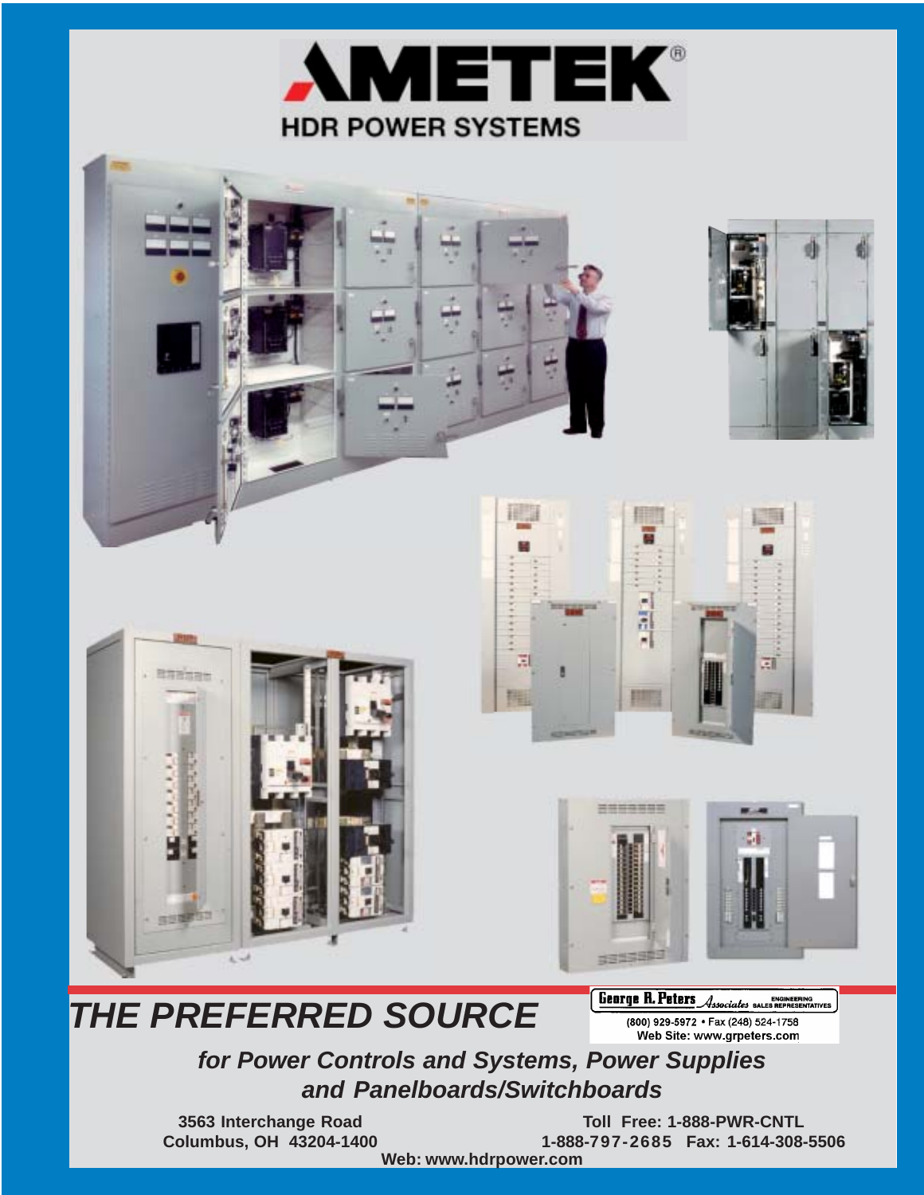# AMETEK®

## HDR POWER SYSTEMS

# THE PREFERRED SOURCE

George R. Peters Associates ENGINEERING SALES REPRESENTATIVES
(800) 929-5972 • Fax (248) 524-1758
Web Site: www.grpeters.com

## *for Power Controls and Systems, Power Supplies and Panelboards/Switchboards*

**3563 Interchange Road**
**Columbus, OH 43204-1400**

**Toll Free: 1-888-PWR-CNTL**
**1-888-797-2685 Fax: 1-614-308-5506**

**Web: www.hdrpower.com**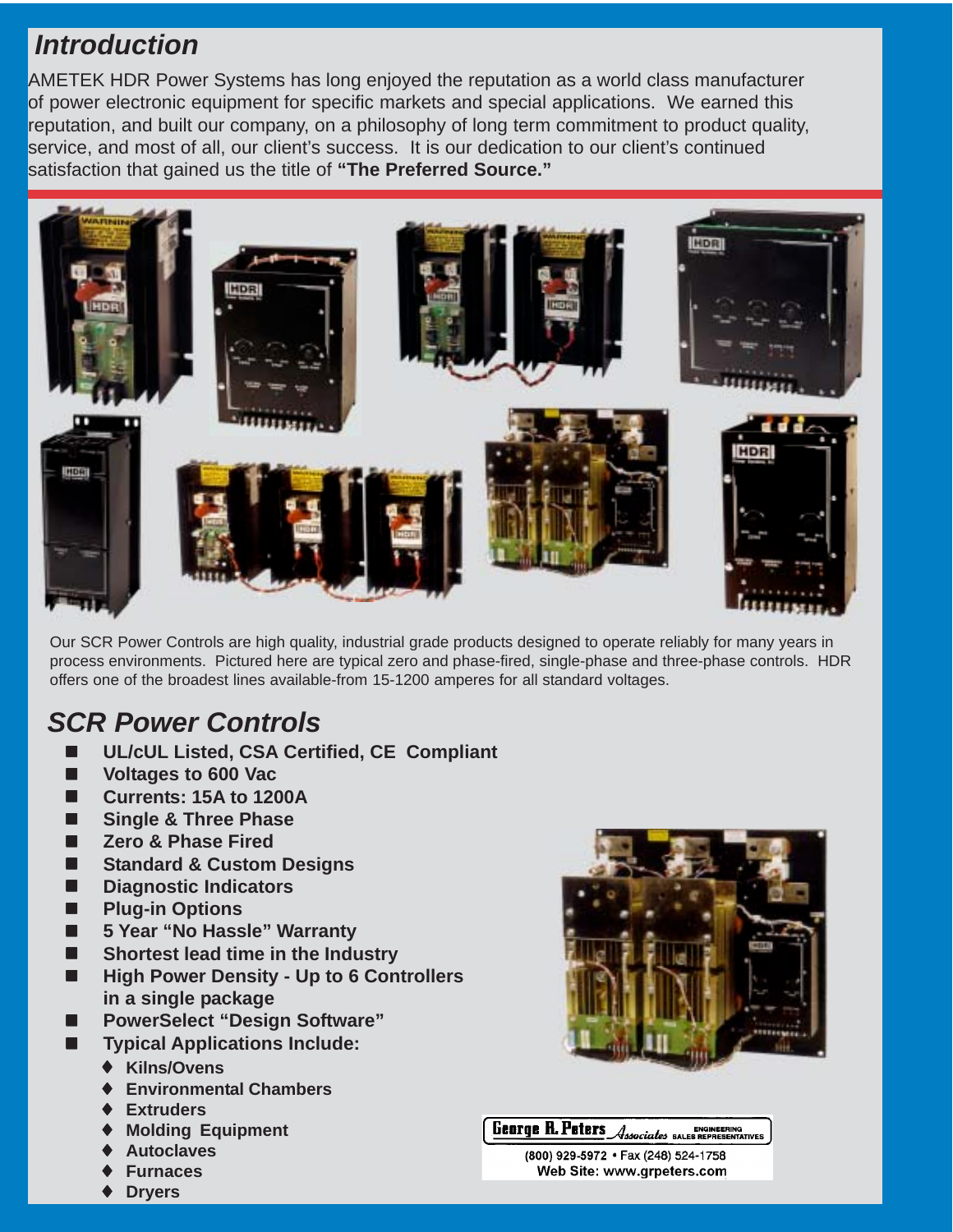## Introduction

AMETEK HDR Power Systems has long enjoyed the reputation as a world class manufacturer of power electronic equipment for specific markets and special applications. We earned this reputation, and built our company, on a philosophy of long term commitment to product quality, service, and most of all, our client's success. It is our dedication to our client's continued satisfaction that gained us the title of **"The Preferred Source."**

Our SCR Power Controls are high quality, industrial grade products designed to operate reliably for many years in process environments. Pictured here are typical zero and phase-fired, single-phase and three-phase controls. HDR offers one of the broadest lines available-from 15-1200 amperes for all standard voltages.

## SCR Power Controls

- **UL/cUL Listed, CSA Certified, CE Compliant**
- **Voltages to 600 Vac**
- **Currents: 15A to 1200A**
- **Single & Three Phase**
- **Zero & Phase Fired**
- **Standard & Custom Designs**
- **Diagnostic Indicators**
- **Plug-in Options**
- **5 Year "No Hassle" Warranty**
- **Shortest lead time in the Industry**
- **High Power Density - Up to 6 Controllers in a single package**
- **PowerSelect "Design Software"**
- **Typical Applications Include:**
  - **Kilns/Ovens**
  - **Environmental Chambers**
  - **Extruders**
  - **Molding Equipment**
  - **Autoclaves**
  - **Furnaces**
  - **Dryers**

George R. Peters Associates ENGINEERING SALES REPRESENTATIVES

(800) 929-5972 • Fax (248) 524-1758

Web Site: www.grpeters.com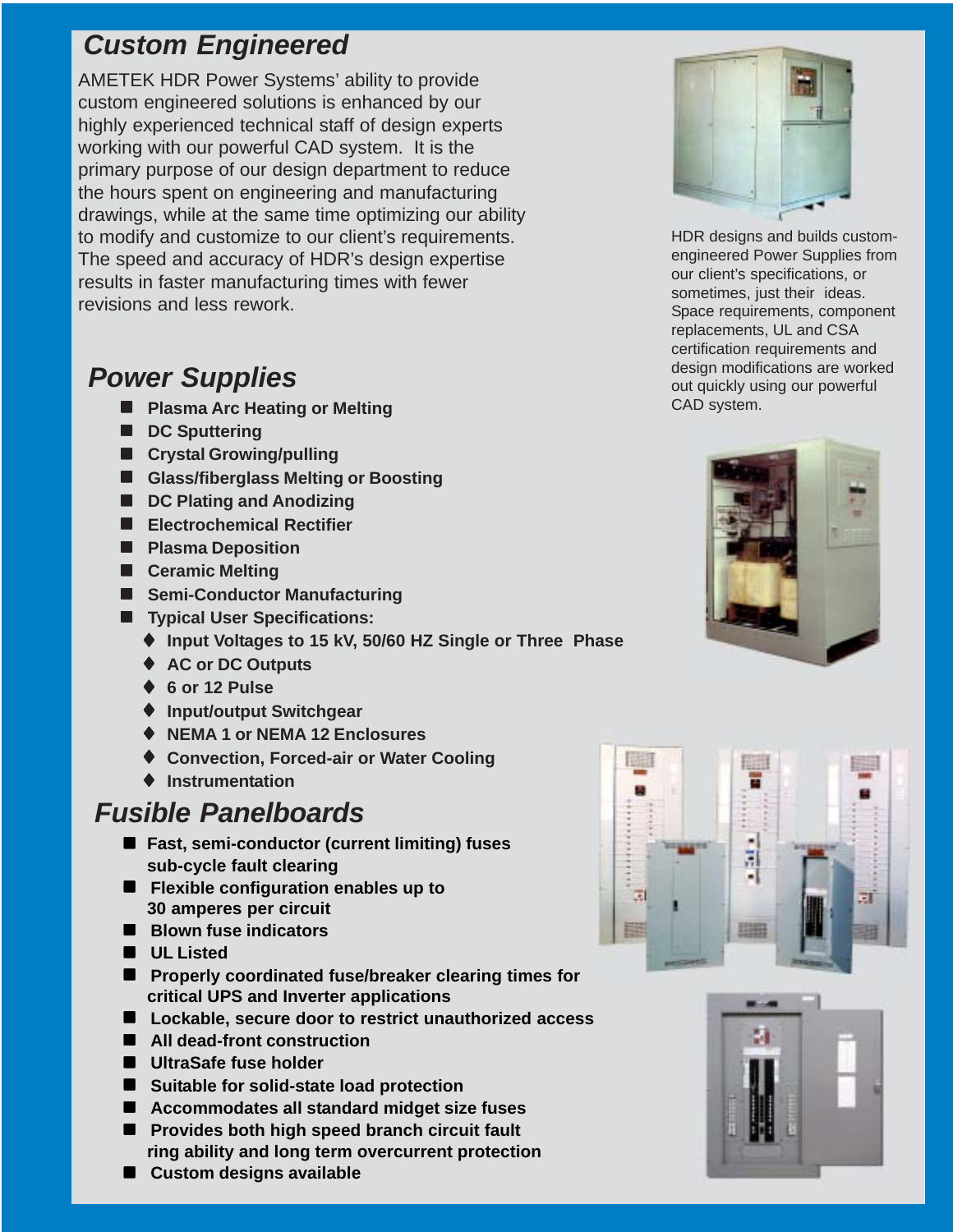## *Custom Engineered*

AMETEK HDR Power Systems' ability to provide custom engineered solutions is enhanced by our highly experienced technical staff of design experts working with our powerful CAD system. It is the primary purpose of our design department to reduce the hours spent on engineering and manufacturing drawings, while at the same time optimizing our ability to modify and customize to our client's requirements. The speed and accuracy of HDR's design expertise results in faster manufacturing times with fewer revisions and less rework.

HDR designs and builds custom-engineered Power Supplies from our client's specifications, or sometimes, just their ideas. Space requirements, component replacements, UL and CSA certification requirements and design modifications are worked out quickly using our powerful CAD system.

## *Power Supplies*

- **Plasma Arc Heating or Melting**
- **DC Sputtering**
- **Crystal Growing/pulling**
- **Glass/fiberglass Melting or Boosting**
- **DC Plating and Anodizing**
- **Electrochemical Rectifier**
- **Plasma Deposition**
- **Ceramic Melting**
- **Semi-Conductor Manufacturing**
- **Typical User Specifications:**
  - **Input Voltages to 15 kV, 50/60 HZ Single or Three Phase**
  - **AC or DC Outputs**
  - **6 or 12 Pulse**
  - **Input/output Switchgear**
  - **NEMA 1 or NEMA 12 Enclosures**
  - **Convection, Forced-air or Water Cooling**
  - **Instrumentation**

## *Fusible Panelboards*

- **Fast, semi-conductor (current limiting) fuses sub-cycle fault clearing**
- **Flexible configuration enables up to 30 amperes per circuit**
- **Blown fuse indicators**
- **UL Listed**
- **Properly coordinated fuse/breaker clearing times for critical UPS and Inverter applications**
- **Lockable, secure door to restrict unauthorized access**
- **All dead-front construction**
- **UltraSafe fuse holder**
- **Suitable for solid-state load protection**
- **Accommodates all standard midget size fuses**
- **Provides both high speed branch circuit fault ring ability and long term overcurrent protection**
- **Custom designs available**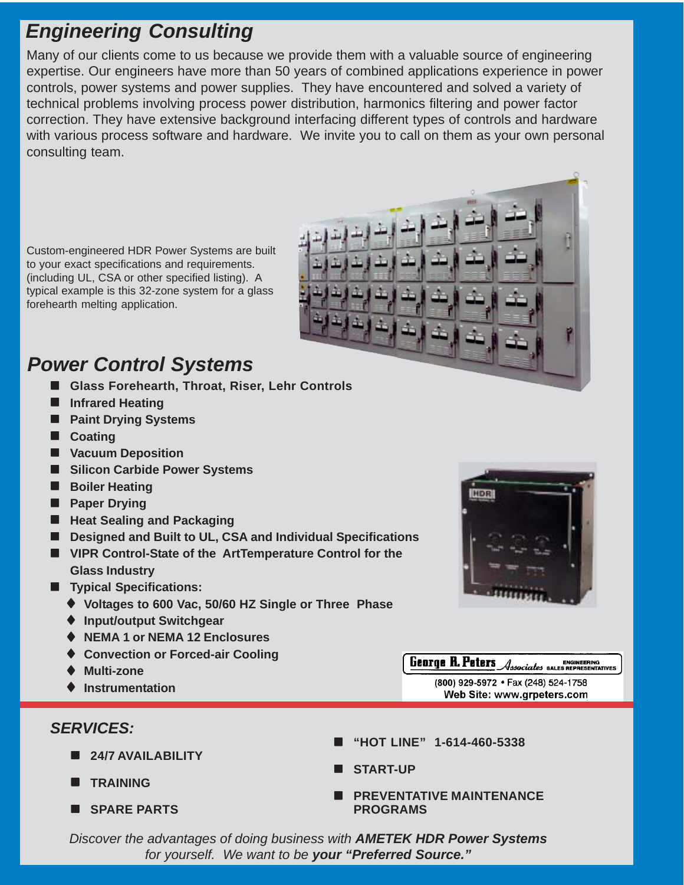## *Engineering Consulting*

Many of our clients come to us because we provide them with a valuable source of engineering expertise. Our engineers have more than 50 years of combined applications experience in power controls, power systems and power supplies. They have encountered and solved a variety of technical problems involving process power distribution, harmonics filtering and power factor correction. They have extensive background interfacing different types of controls and hardware with various process software and hardware. We invite you to call on them as your own personal consulting team.

Custom-engineered HDR Power Systems are built to your exact specifications and requirements. (including UL, CSA or other specified listing). A typical example is this 32-zone system for a glass forehearth melting application.

## *Power Control Systems*

- **Glass Forehearth, Throat, Riser, Lehr Controls**
- **Infrared Heating**
- **Paint Drying Systems**
- **Coating**
- **Vacuum Deposition**
- **Silicon Carbide Power Systems**
- **Boiler Heating**
- **Paper Drying**
- **Heat Sealing and Packaging**
- **Designed and Built to UL, CSA and Individual Specifications**
- **VIPR Control-State of the ArtTemperature Control for the Glass Industry**
- **Typical Specifications:**
  - **Voltages to 600 Vac, 50/60 HZ Single or Three Phase**
  - **Input/output Switchgear**
  - **NEMA 1 or NEMA 12 Enclosures**
  - **Convection or Forced-air Cooling**
  - **Multi-zone**
  - **Instrumentation**

George R. Peters Associates ENGINEERING SALES REPRESENTATIVES
(800) 929-5972 • Fax (248) 524-1758
Web Site: www.grpeters.com

### *SERVICES:*

- **24/7 AVAILABILITY**
- **TRAINING**
- **SPARE PARTS**
- **"HOT LINE" 1-614-460-5338**
- **START-UP**
- **PREVENTATIVE MAINTENANCE PROGRAMS**

*Discover the advantages of doing business with **AMETEK HDR Power Systems** for yourself. We want to be **your "Preferred Source."***